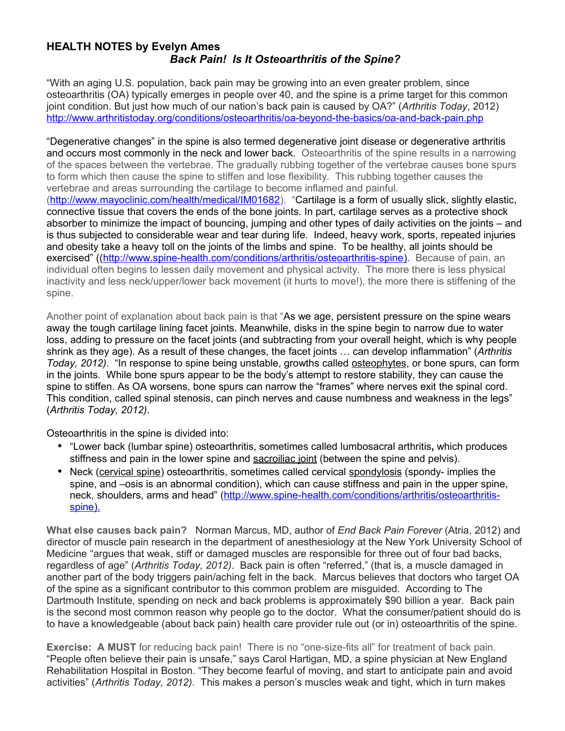**HEALTH NOTES by Evelyn Ames**

***Back Pain! Is It Osteoarthritis of the Spine?***

"With an aging U.S. population, back pain may be growing into an even greater problem, since osteoarthritis (OA) typically emerges in people over 40, and the spine is a prime target for this common joint condition. But just how much of our nation's back pain is caused by OA?" (*Arthritis Today*, 2012) http://www.arthritistoday.org/conditions/osteoarthritis/oa-beyond-the-basics/oa-and-back-pain.php

"Degenerative changes" in the spine is also termed degenerative joint disease or degenerative arthritis and occurs most commonly in the neck and lower back. Osteoarthritis of the spine results in a narrowing of the spaces between the vertebrae. The gradually rubbing together of the vertebrae causes bone spurs to form which then cause the spine to stiffen and lose flexibility. This rubbing together causes the vertebrae and areas surrounding the cartilage to become inflamed and painful. (http://www.mayoclinic.com/health/medical/IM01682). "Cartilage is a form of usually slick, slightly elastic, connective tissue that covers the ends of the bone joints. In part, cartilage serves as a protective shock absorber to minimize the impact of bouncing, jumping and other types of daily activities on the joints – and is thus subjected to considerable wear and tear during life. Indeed, heavy work, sports, repeated injuries and obesity take a heavy toll on the joints of the limbs and spine. To be healthy, all joints should be exercised" ((http://www.spine-health.com/conditions/arthritis/osteoarthritis-spine). Because of pain, an individual often begins to lessen daily movement and physical activity. The more there is less physical inactivity and less neck/upper/lower back movement (it hurts to move!), the more there is stiffening of the spine.

Another point of explanation about back pain is that "As we age, persistent pressure on the spine wears away the tough cartilage lining facet joints. Meanwhile, disks in the spine begin to narrow due to water loss, adding to pressure on the facet joints (and subtracting from your overall height, which is why people shrink as they age). As a result of these changes, the facet joints … can develop inflammation" (*Arthritis Today, 2012)*. "In response to spine being unstable, growths called osteophytes, or bone spurs, can form in the joints. While bone spurs appear to be the body's attempt to restore stability, they can cause the spine to stiffen. As OA worsens, bone spurs can narrow the "frames" where nerves exit the spinal cord. This condition, called spinal stenosis, can pinch nerves and cause numbness and weakness in the legs" (*Arthritis Today, 2012)*.

Osteoarthritis in the spine is divided into:

- "Lower back (lumbar spine) osteoarthritis, sometimes called lumbosacral arthritis**,** which produces stiffness and pain in the lower spine and sacroiliac joint (between the spine and pelvis).
- Neck (cervical spine) osteoarthritis, sometimes called cervical spondylosis (spondy- implies the spine, and –osis is an abnormal condition), which can cause stiffness and pain in the upper spine, neck, shoulders, arms and head" (http://www.spine-health.com/conditions/arthritis/osteoarthritis-spine).

**What else causes back pain?** Norman Marcus, MD, author of *End Back Pain Forever* (Atria, 2012) and director of muscle pain research in the department of anesthesiology at the New York University School of Medicine "argues that weak, stiff or damaged muscles are responsible for three out of four bad backs, regardless of age" (*Arthritis Today, 2012)*. Back pain is often "referred," (that is, a muscle damaged in another part of the body triggers pain/aching felt in the back. Marcus believes that doctors who target OA of the spine as a significant contributor to this common problem are misguided. According to The Dartmouth Institute, spending on neck and back problems is approximately $90 billion a year. Back pain is the second most common reason why people go to the doctor. What the consumer/patient should do is to have a knowledgeable (about back pain) health care provider rule out (or in) osteoarthritis of the spine.

**Exercise: A MUST** for reducing back pain! There is no "one-size-fits all" for treatment of back pain. "People often believe their pain is unsafe," says Carol Hartigan, MD, a spine physician at New England Rehabilitation Hospital in Boston. "They become fearful of moving, and start to anticipate pain and avoid activities" (*Arthritis Today, 2012)*. This makes a person's muscles weak and tight, which in turn makes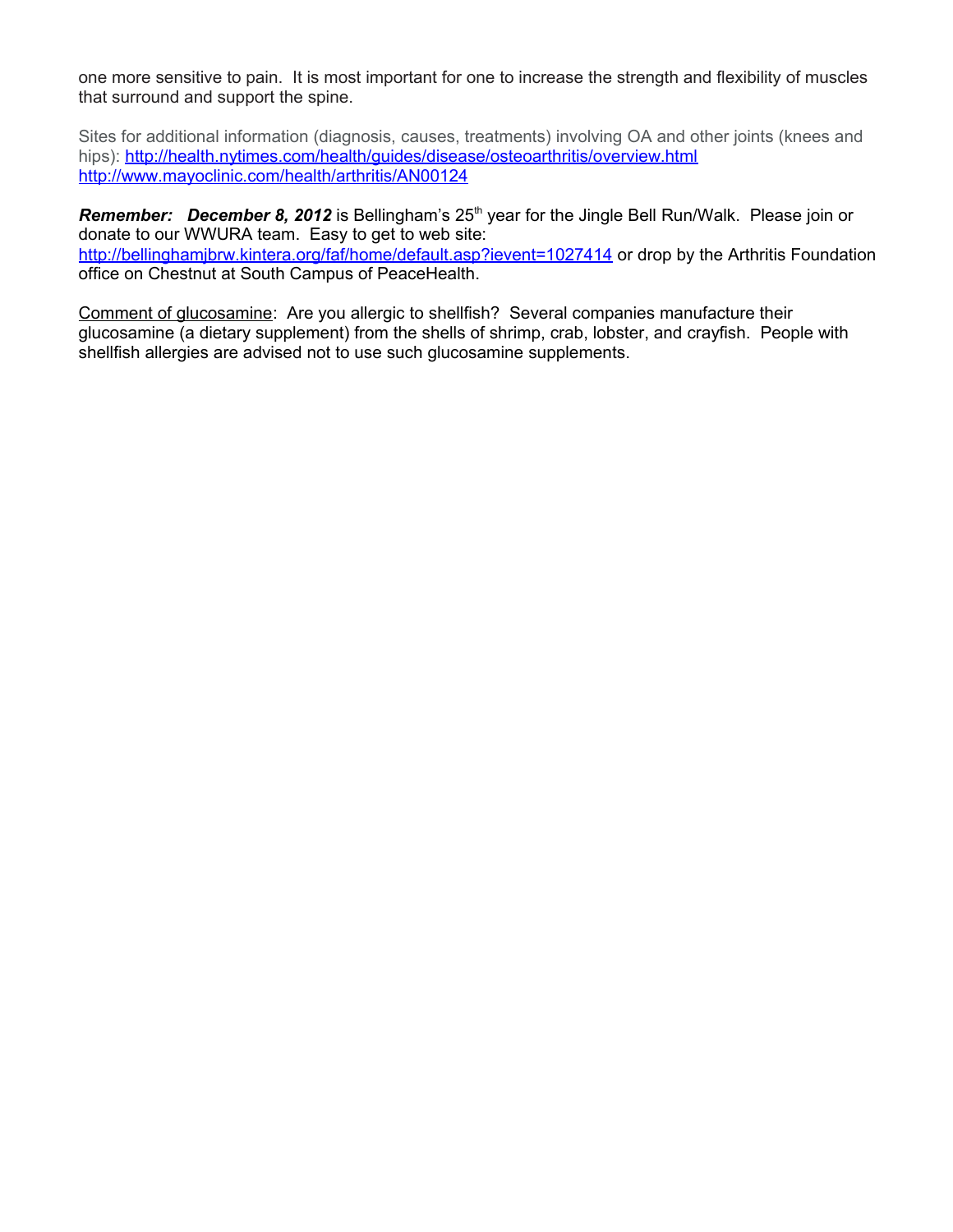one more sensitive to pain. It is most important for one to increase the strength and flexibility of muscles that surround and support the spine.

Sites for additional information (diagnosis, causes, treatments) involving OA and other joints (knees and hips): http://health.nytimes.com/health/guides/disease/osteoarthritis/overview.html http://www.mayoclinic.com/health/arthritis/AN00124

***Remember: December 8, 2012*** is Bellingham's 25th year for the Jingle Bell Run/Walk. Please join or donate to our WWURA team. Easy to get to web site: http://bellinghamjbrw.kintera.org/faf/home/default.asp?ievent=1027414 or drop by the Arthritis Foundation office on Chestnut at South Campus of PeaceHealth.

Comment of glucosamine: Are you allergic to shellfish? Several companies manufacture their glucosamine (a dietary supplement) from the shells of shrimp, crab, lobster, and crayfish. People with shellfish allergies are advised not to use such glucosamine supplements.